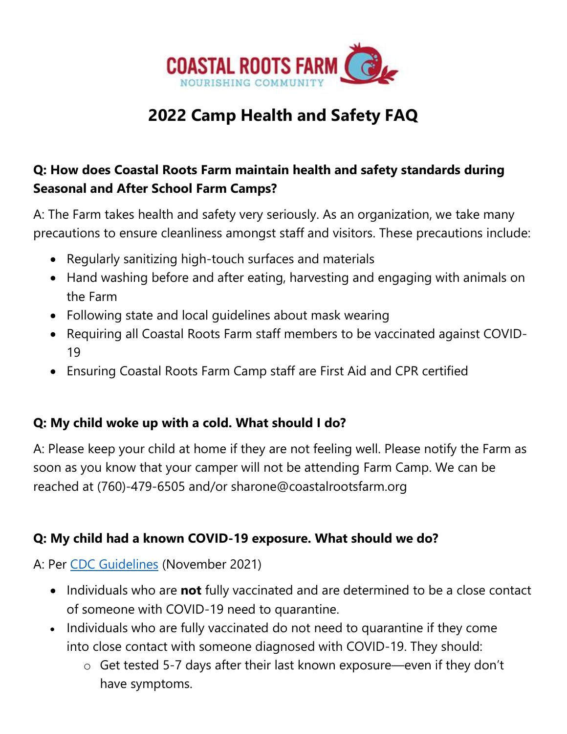COASTAL ROOTS FARM
NOURISHING COMMUNITY

# 2022 Camp Health and Safety FAQ

**Q: How does Coastal Roots Farm maintain health and safety standards during Seasonal and After School Farm Camps?**

A: The Farm takes health and safety very seriously. As an organization, we take many precautions to ensure cleanliness amongst staff and visitors. These precautions include:

- Regularly sanitizing high-touch surfaces and materials
- Hand washing before and after eating, harvesting and engaging with animals on the Farm
- Following state and local guidelines about mask wearing
- Requiring all Coastal Roots Farm staff members to be vaccinated against COVID-19
- Ensuring Coastal Roots Farm Camp staff are First Aid and CPR certified

**Q: My child woke up with a cold. What should I do?**

A: Please keep your child at home if they are not feeling well. Please notify the Farm as soon as you know that your camper will not be attending Farm Camp. We can be reached at (760)-479-6505 and/or sharone@coastalrootsfarm.org

**Q: My child had a known COVID-19 exposure. What should we do?**

A: Per [CDC Guidelines](CDC Guidelines) (November 2021)

- Individuals who are **not** fully vaccinated and are determined to be a close contact of someone with COVID-19 need to quarantine.
- Individuals who are fully vaccinated do not need to quarantine if they come into close contact with someone diagnosed with COVID-19. They should:
  - Get tested 5-7 days after their last known exposure—even if they don't have symptoms.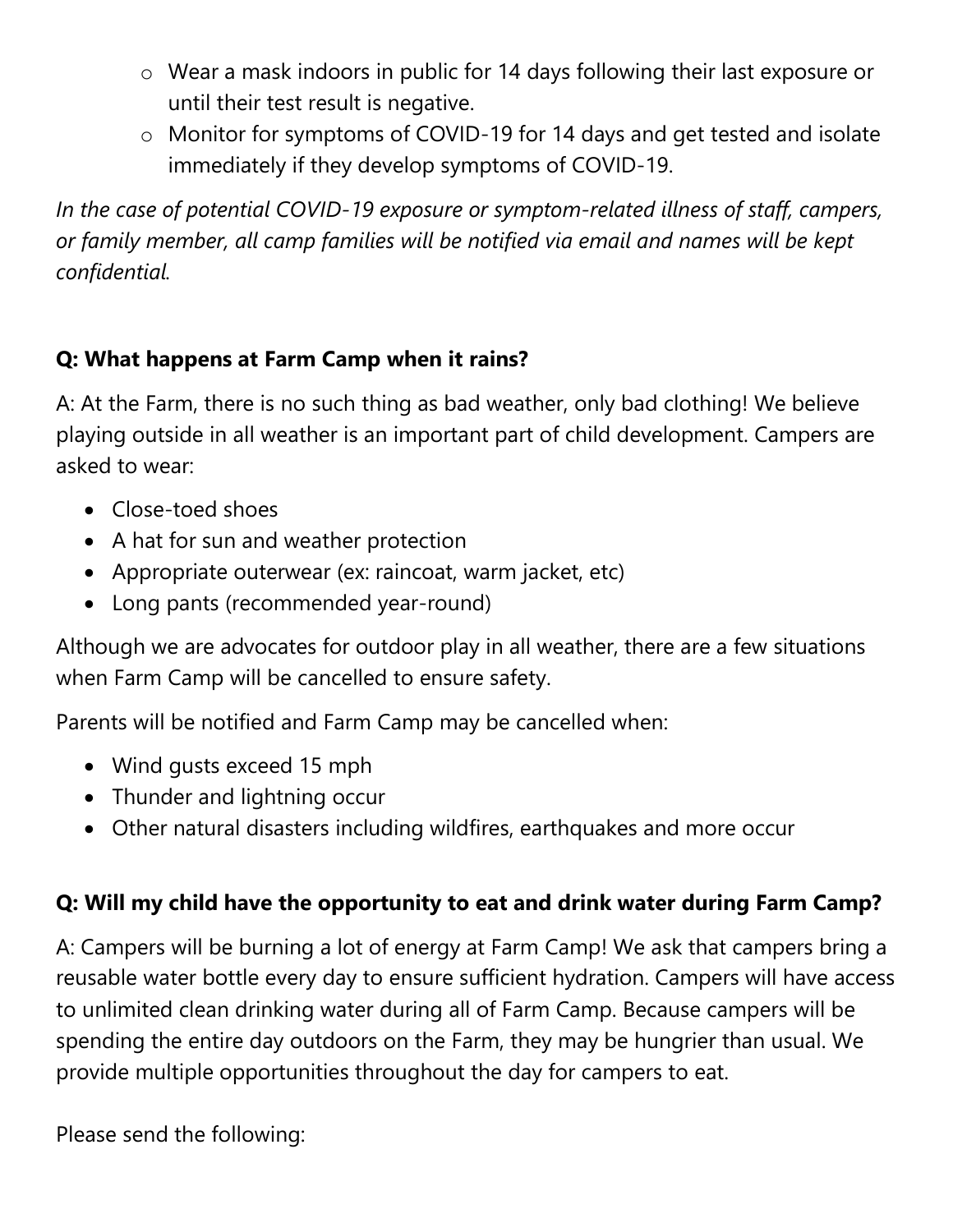- Wear a mask indoors in public for 14 days following their last exposure or until their test result is negative.
- Monitor for symptoms of COVID-19 for 14 days and get tested and isolate immediately if they develop symptoms of COVID-19.

*In the case of potential COVID-19 exposure or symptom-related illness of staff, campers, or family member, all camp families will be notified via email and names will be kept confidential.*

**Q: What happens at Farm Camp when it rains?**

A: At the Farm, there is no such thing as bad weather, only bad clothing! We believe playing outside in all weather is an important part of child development. Campers are asked to wear:

- Close-toed shoes
- A hat for sun and weather protection
- Appropriate outerwear (ex: raincoat, warm jacket, etc)
- Long pants (recommended year-round)

Although we are advocates for outdoor play in all weather, there are a few situations when Farm Camp will be cancelled to ensure safety.

Parents will be notified and Farm Camp may be cancelled when:

- Wind gusts exceed 15 mph
- Thunder and lightning occur
- Other natural disasters including wildfires, earthquakes and more occur

**Q: Will my child have the opportunity to eat and drink water during Farm Camp?**

A: Campers will be burning a lot of energy at Farm Camp! We ask that campers bring a reusable water bottle every day to ensure sufficient hydration. Campers will have access to unlimited clean drinking water during all of Farm Camp. Because campers will be spending the entire day outdoors on the Farm, they may be hungrier than usual. We provide multiple opportunities throughout the day for campers to eat.

Please send the following: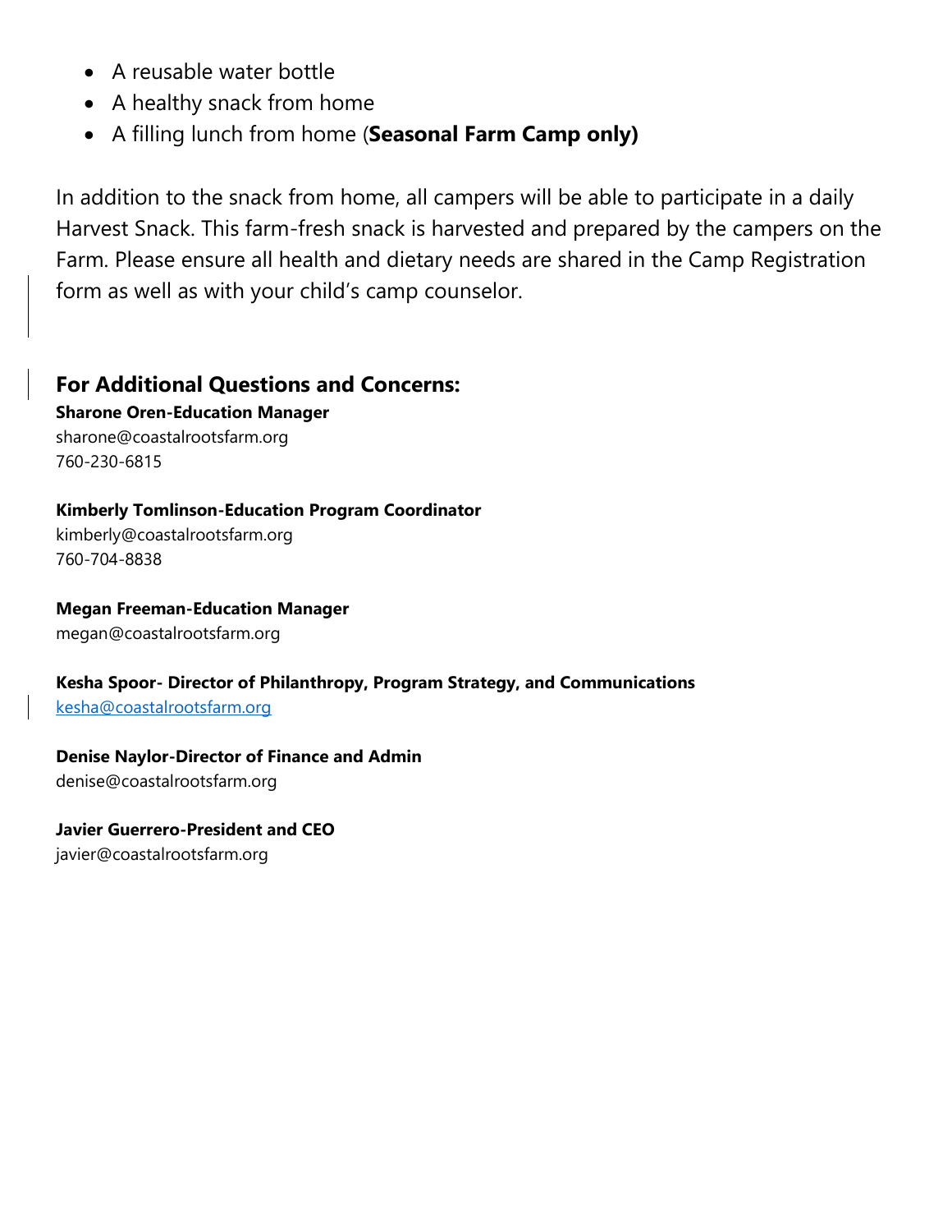- A reusable water bottle
- A healthy snack from home
- A filling lunch from home (**Seasonal Farm Camp only)**

In addition to the snack from home, all campers will be able to participate in a daily Harvest Snack. This farm-fresh snack is harvested and prepared by the campers on the Farm. Please ensure all health and dietary needs are shared in the Camp Registration form as well as with your child's camp counselor.

## For Additional Questions and Concerns:

**Sharone Oren-Education Manager**
sharone@coastalrootsfarm.org
760-230-6815

**Kimberly Tomlinson-Education Program Coordinator**
kimberly@coastalrootsfarm.org
760-704-8838

**Megan Freeman-Education Manager**
megan@coastalrootsfarm.org

**Kesha Spoor- Director of Philanthropy, Program Strategy, and Communications**
kesha@coastalrootsfarm.org

**Denise Naylor-Director of Finance and Admin**
denise@coastalrootsfarm.org

**Javier Guerrero-President and CEO**
javier@coastalrootsfarm.org